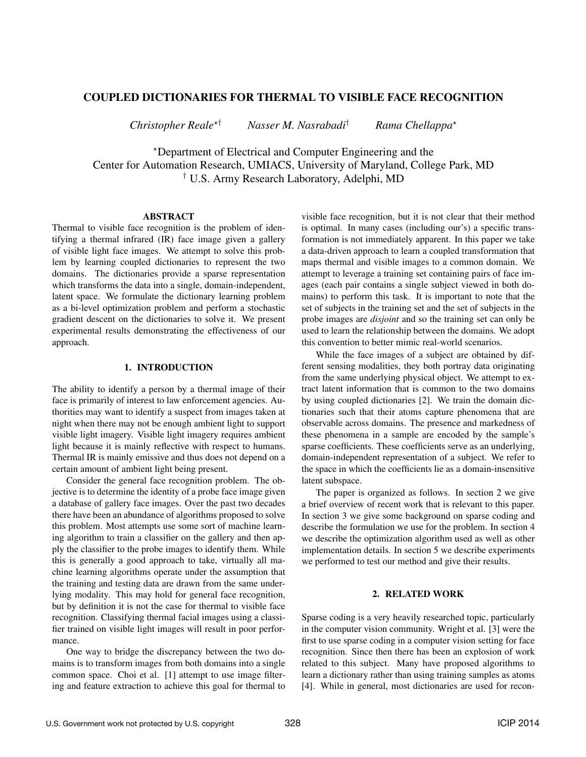# COUPLED DICTIONARIES FOR THERMAL TO VISIBLE FACE RECOGNITION

*Christopher Reale*[⋆†] *Nasser M. Nasrabadi*[†] *Rama Chellappa*[⋆]

[⋆]Department of Electrical and Computer Engineering and the
Center for Automation Research, UMIACS, University of Maryland, College Park, MD
[†] U.S. Army Research Laboratory, Adelphi, MD

## ABSTRACT

Thermal to visible face recognition is the problem of identifying a thermal infrared (IR) face image given a gallery of visible light face images. We attempt to solve this problem by learning coupled dictionaries to represent the two domains. The dictionaries provide a sparse representation which transforms the data into a single, domain-independent, latent space. We formulate the dictionary learning problem as a bi-level optimization problem and perform a stochastic gradient descent on the dictionaries to solve it. We present experimental results demonstrating the effectiveness of our approach.

## 1. INTRODUCTION

The ability to identify a person by a thermal image of their face is primarily of interest to law enforcement agencies. Authorities may want to identify a suspect from images taken at night when there may not be enough ambient light to support visible light imagery. Visible light imagery requires ambient light because it is mainly reflective with respect to humans. Thermal IR is mainly emissive and thus does not depend on a certain amount of ambient light being present.

Consider the general face recognition problem. The objective is to determine the identity of a probe face image given a database of gallery face images. Over the past two decades there have been an abundance of algorithms proposed to solve this problem. Most attempts use some sort of machine learning algorithm to train a classifier on the gallery and then apply the classifier to the probe images to identify them. While this is generally a good approach to take, virtually all machine learning algorithms operate under the assumption that the training and testing data are drawn from the same underlying modality. This may hold for general face recognition, but by definition it is not the case for thermal to visible face recognition. Classifying thermal facial images using a classifier trained on visible light images will result in poor performance.

One way to bridge the discrepancy between the two domains is to transform images from both domains into a single common space. Choi et al. [1] attempt to use image filtering and feature extraction to achieve this goal for thermal to visible face recognition, but it is not clear that their method is optimal. In many cases (including our's) a specific transformation is not immediately apparent. In this paper we take a data-driven approach to learn a coupled transformation that maps thermal and visible images to a common domain. We attempt to leverage a training set containing pairs of face images (each pair contains a single subject viewed in both domains) to perform this task. It is important to note that the set of subjects in the training set and the set of subjects in the probe images are *disjoint* and so the training set can only be used to learn the relationship between the domains. We adopt this convention to better mimic real-world scenarios.

While the face images of a subject are obtained by different sensing modalities, they both portray data originating from the same underlying physical object. We attempt to extract latent information that is common to the two domains by using coupled dictionaries [2]. We train the domain dictionaries such that their atoms capture phenomena that are observable across domains. The presence and markedness of these phenomena in a sample are encoded by the sample's sparse coefficients. These coefficients serve as an underlying, domain-independent representation of a subject. We refer to the space in which the coefficients lie as a domain-insensitive latent subspace.

The paper is organized as follows. In section 2 we give a brief overview of recent work that is relevant to this paper. In section 3 we give some background on sparse coding and describe the formulation we use for the problem. In section 4 we describe the optimization algorithm used as well as other implementation details. In section 5 we describe experiments we performed to test our method and give their results.

## 2. RELATED WORK

Sparse coding is a very heavily researched topic, particularly in the computer vision community. Wright et al. [3] were the first to use sparse coding in a computer vision setting for face recognition. Since then there has been an explosion of work related to this subject. Many have proposed algorithms to learn a dictionary rather than using training samples as atoms [4]. While in general, most dictionaries are used for recon-

U.S. Government work not protected by U.S. copyright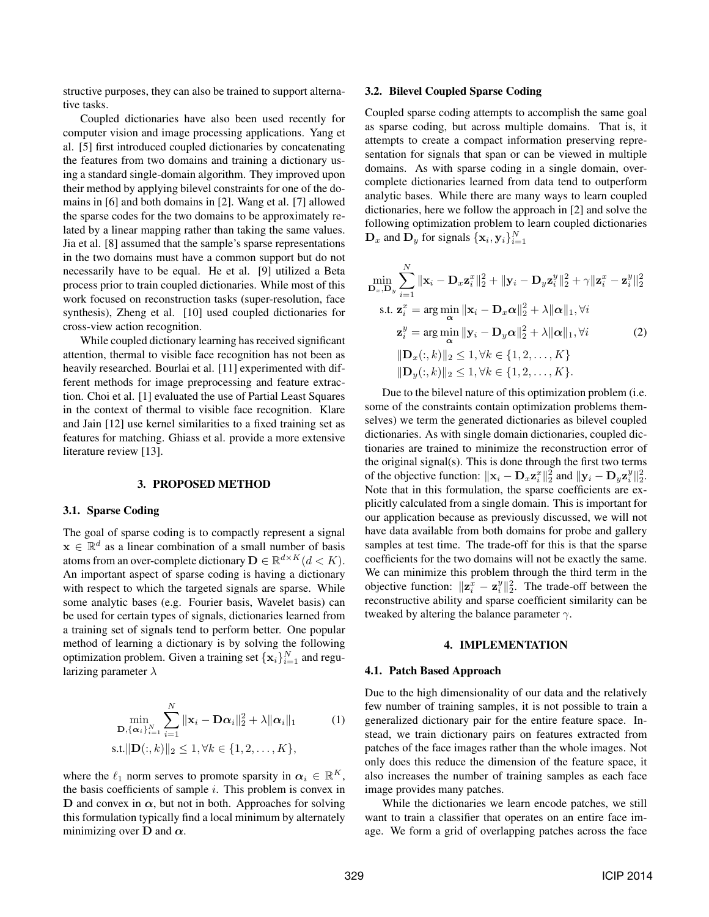structive purposes, they can also be trained to support alternative tasks.

Coupled dictionaries have also been used recently for computer vision and image processing applications. Yang et al. [5] first introduced coupled dictionaries by concatenating the features from two domains and training a dictionary using a standard single-domain algorithm. They improved upon their method by applying bilevel constraints for one of the domains in [6] and both domains in [2]. Wang et al. [7] allowed the sparse codes for the two domains to be approximately related by a linear mapping rather than taking the same values. Jia et al. [8] assumed that the sample's sparse representations in the two domains must have a common support but do not necessarily have to be equal. He et al. [9] utilized a Beta process prior to train coupled dictionaries. While most of this work focused on reconstruction tasks (super-resolution, face synthesis), Zheng et al. [10] used coupled dictionaries for cross-view action recognition.

While coupled dictionary learning has received significant attention, thermal to visible face recognition has not been as heavily researched. Bourlai et al. [11] experimented with different methods for image preprocessing and feature extraction. Choi et al. [1] evaluated the use of Partial Least Squares in the context of thermal to visible face recognition. Klare and Jain [12] use kernel similarities to a fixed training set as features for matching. Ghiass et al. provide a more extensive literature review [13].

## 3. PROPOSED METHOD

### 3.1. Sparse Coding

The goal of sparse coding is to compactly represent a signal $\mathbf{x} \in \mathbb{R}^d$ as a linear combination of a small number of basis atoms from an over-complete dictionary $\mathbf{D} \in \mathbb{R}^{d \times K} (d < K)$. An important aspect of sparse coding is having a dictionary with respect to which the targeted signals are sparse. While some analytic bases (e.g. Fourier basis, Wavelet basis) can be used for certain types of signals, dictionaries learned from a training set of signals tend to perform better. One popular method of learning a dictionary is by solving the following optimization problem. Given a training set $\{\mathbf{x}_i\}_{i=1}^N$ and regularizing parameter $\lambda$

$$
\begin{aligned}
&\min_{\mathbf{D}, \{\boldsymbol{\alpha}_i\}_{i=1}^N} \sum_{i=1}^{N} \|\mathbf{x}_i - \mathbf{D}\boldsymbol{\alpha}_i\|_2^2 + \lambda \|\boldsymbol{\alpha}_i\|_1 \\
&\text{s.t.} \|\mathbf{D}(:,k)\|_2 \leq 1, \forall k \in \{1, 2, \ldots, K\},
\end{aligned}
\tag{1}
$$

where the $\ell_1$ norm serves to promote sparsity in $\boldsymbol{\alpha}_i \in \mathbb{R}^K$, the basis coefficients of sample $i$. This problem is convex in $\mathbf{D}$ and convex in $\boldsymbol{\alpha}$, but not in both. Approaches for solving this formulation typically find a local minimum by alternately minimizing over $\mathbf{D}$ and $\boldsymbol{\alpha}$.

### 3.2. Bilevel Coupled Sparse Coding

Coupled sparse coding attempts to accomplish the same goal as sparse coding, but across multiple domains. That is, it attempts to create a compact information preserving representation for signals that span or can be viewed in multiple domains. As with sparse coding in a single domain, over-complete dictionaries learned from data tend to outperform analytic bases. While there are many ways to learn coupled dictionaries, here we follow the approach in [2] and solve the following optimization problem to learn coupled dictionaries $\mathbf{D}_x$ and $\mathbf{D}_y$ for signals $\{\mathbf{x}_i, \mathbf{y}_i\}_{i=1}^N$

$$
\begin{aligned}
\min_{\mathbf{D}_x, \mathbf{D}_y} & \sum_{i=1}^{N} \|\mathbf{x}_i - \mathbf{D}_x \mathbf{z}_i^x\|_2^2 + \|\mathbf{y}_i - \mathbf{D}_y \mathbf{z}_i^y\|_2^2 + \gamma \|\mathbf{z}_i^x - \mathbf{z}_i^y\|_2^2 \\
\text{s.t. } & \mathbf{z}_i^x = \arg\min_{\boldsymbol{\alpha}} \|\mathbf{x}_i - \mathbf{D}_x \boldsymbol{\alpha}\|_2^2 + \lambda \|\boldsymbol{\alpha}\|_1, \forall i \\
& \mathbf{z}_i^y = \arg\min_{\boldsymbol{\alpha}} \|\mathbf{y}_i - \mathbf{D}_y \boldsymbol{\alpha}\|_2^2 + \lambda \|\boldsymbol{\alpha}\|_1, \forall i \\
& \|\mathbf{D}_x(:,k)\|_2 \leq 1, \forall k \in \{1, 2, \ldots, K\} \\
& \|\mathbf{D}_y(:,k)\|_2 \leq 1, \forall k \in \{1, 2, \ldots, K\}.
\end{aligned}
\tag{2}
$$

Due to the bilevel nature of this optimization problem (i.e. some of the constraints contain optimization problems themselves) we term the generated dictionaries as bilevel coupled dictionaries. As with single domain dictionaries, coupled dictionaries are trained to minimize the reconstruction error of the original signal(s). This is done through the first two terms of the objective function: $\|\mathbf{x}_i - \mathbf{D}_x \mathbf{z}_i^x\|_2^2$ and $\|\mathbf{y}_i - \mathbf{D}_y \mathbf{z}_i^y\|_2^2$. Note that in this formulation, the sparse coefficients are explicitly calculated from a single domain. This is important for our application because as previously discussed, we will not have data available from both domains for probe and gallery samples at test time. The trade-off for this is that the sparse coefficients for the two domains will not be exactly the same. We can minimize this problem through the third term in the objective function: $\|\mathbf{z}_i^x - \mathbf{z}_i^y\|_2^2$. The trade-off between the reconstructive ability and sparse coefficient similarity can be tweaked by altering the balance parameter $\gamma$.

## 4. IMPLEMENTATION

### 4.1. Patch Based Approach

Due to the high dimensionality of our data and the relatively few number of training samples, it is not possible to train a generalized dictionary pair for the entire feature space. Instead, we train dictionary pairs on features extracted from patches of the face images rather than the whole images. Not only does this reduce the dimension of the feature space, it also increases the number of training samples as each face image provides many patches.

While the dictionaries we learn encode patches, we still want to train a classifier that operates on an entire face image. We form a grid of overlapping patches across the face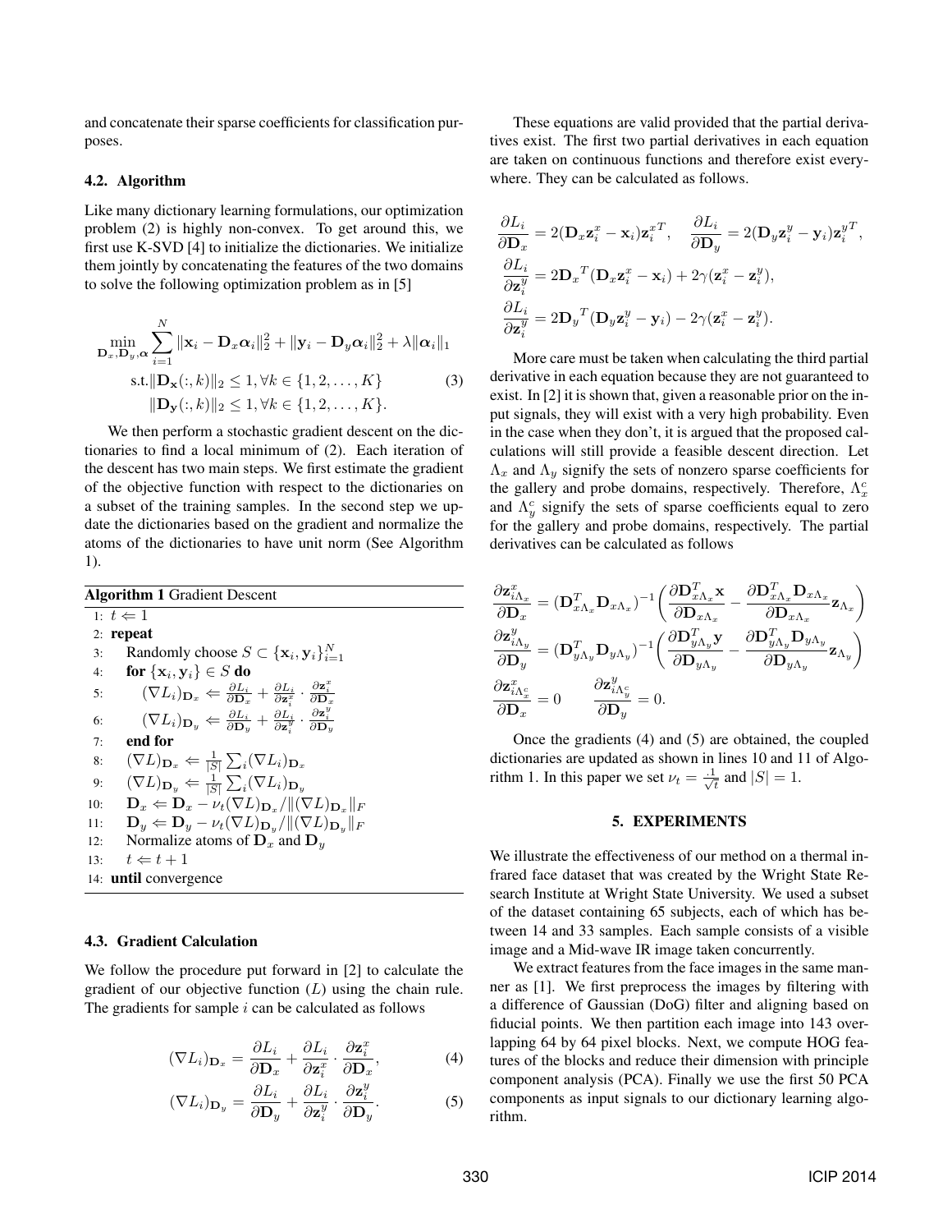and concatenate their sparse coefficients for classification purposes.

### 4.2. Algorithm

Like many dictionary learning formulations, our optimization problem (2) is highly non-convex. To get around this, we first use K-SVD [4] to initialize the dictionaries. We initialize them jointly by concatenating the features of the two domains to solve the following optimization problem as in [5]

$$
\begin{aligned}
\min_{\mathbf{D}_x, \mathbf{D}_y, \boldsymbol{\alpha}} & \sum_{i=1}^{N} \|\mathbf{x}_i - \mathbf{D}_x \boldsymbol{\alpha}_i\|_2^2 + \|\mathbf{y}_i - \mathbf{D}_y \boldsymbol{\alpha}_i\|_2^2 + \lambda \|\boldsymbol{\alpha}_i\|_1 \\
\text{s.t.} & \|\mathbf{D}_{\mathbf{x}}(:, k)\|_2 \leq 1, \forall k \in \{1, 2, \ldots, K\} \\
& \|\mathbf{D}_{\mathbf{y}}(:, k)\|_2 \leq 1, \forall k \in \{1, 2, \ldots, K\}.
\end{aligned} \tag{3}
$$

We then perform a stochastic gradient descent on the dictionaries to find a local minimum of (2). Each iteration of the descent has two main steps. We first estimate the gradient of the objective function with respect to the dictionaries on a subset of the training samples. In the second step we update the dictionaries based on the gradient and normalize the atoms of the dictionaries to have unit norm (See Algorithm 1).

**Algorithm 1** Gradient Descent

1: $t \Leftarrow 1$
2: **repeat**
3: Randomly choose $S \subset \{\mathbf{x}_i, \mathbf{y}_i\}_{i=1}^N$
4: **for** $\{\mathbf{x}_i, \mathbf{y}_i\} \in S$ **do**
5: $(\nabla L_i)_{\mathbf{D}_x} \Leftarrow \frac{\partial L_i}{\partial \mathbf{D}_x} + \frac{\partial L_i}{\partial \mathbf{z}_i^x} \cdot \frac{\partial \mathbf{z}_i^x}{\partial \mathbf{D}_x}$
6: $(\nabla L_i)_{\mathbf{D}_y} \Leftarrow \frac{\partial L_i}{\partial \mathbf{D}_y} + \frac{\partial L_i}{\partial \mathbf{z}_i^y} \cdot \frac{\partial \mathbf{z}_i^y}{\partial \mathbf{D}_y}$
7: **end for**
8: $(\nabla L)_{\mathbf{D}_x} \Leftarrow \frac{1}{|S|} \sum_i (\nabla L_i)_{\mathbf{D}_x}$
9: $(\nabla L)_{\mathbf{D}_y} \Leftarrow \frac{1}{|S|} \sum_i (\nabla L_i)_{\mathbf{D}_y}$
10: $\mathbf{D}_x \Leftarrow \mathbf{D}_x - \nu_t (\nabla L)_{\mathbf{D}_x} / \|(\nabla L)_{\mathbf{D}_x}\|_F$
11: $\mathbf{D}_y \Leftarrow \mathbf{D}_y - \nu_t (\nabla L)_{\mathbf{D}_y} / \|(\nabla L)_{\mathbf{D}_y}\|_F$
12: Normalize atoms of $\mathbf{D}_x$ and $\mathbf{D}_y$
13: $t \Leftarrow t + 1$
14: **until** convergence

### 4.3. Gradient Calculation

We follow the procedure put forward in [2] to calculate the gradient of our objective function ($L$) using the chain rule. The gradients for sample $i$ can be calculated as follows

$$
(\nabla L_i)_{\mathbf{D}_x} = \frac{\partial L_i}{\partial \mathbf{D}_x} + \frac{\partial L_i}{\partial \mathbf{z}_i^x} \cdot \frac{\partial \mathbf{z}_i^x}{\partial \mathbf{D}_x}, \tag{4}
$$

$$
(\nabla L_i)_{\mathbf{D}_y} = \frac{\partial L_i}{\partial \mathbf{D}_y} + \frac{\partial L_i}{\partial \mathbf{z}_i^y} \cdot \frac{\partial \mathbf{z}_i^y}{\partial \mathbf{D}_y}. \tag{5}
$$

These equations are valid provided that the partial derivatives exist. The first two partial derivatives in each equation are taken on continuous functions and therefore exist everywhere. They can be calculated as follows.

$$
\begin{aligned}
\frac{\partial L_i}{\partial \mathbf{D}_x} &= 2(\mathbf{D}_x \mathbf{z}_i^x - \mathbf{x}_i)\mathbf{z}_i^{xT}, \quad \frac{\partial L_i}{\partial \mathbf{D}_y} = 2(\mathbf{D}_y \mathbf{z}_i^y - \mathbf{y}_i)\mathbf{z}_i^{yT}, \\
\frac{\partial L_i}{\partial \mathbf{z}_i^y} &= 2{\mathbf{D}_x}^T(\mathbf{D}_x \mathbf{z}_i^x - \mathbf{x}_i) + 2\gamma(\mathbf{z}_i^x - \mathbf{z}_i^y), \\
\frac{\partial L_i}{\partial \mathbf{z}_i^y} &= 2{\mathbf{D}_y}^T(\mathbf{D}_y \mathbf{z}_i^y - \mathbf{y}_i) - 2\gamma(\mathbf{z}_i^x - \mathbf{z}_i^y).
\end{aligned}
$$

More care must be taken when calculating the third partial derivative in each equation because they are not guaranteed to exist. In [2] it is shown that, given a reasonable prior on the input signals, they will exist with a very high probability. Even in the case when they don't, it is argued that the proposed calculations will still provide a feasible descent direction. Let $\Lambda_x$ and $\Lambda_y$ signify the sets of nonzero sparse coefficients for the gallery and probe domains, respectively. Therefore, $\Lambda_x^c$ and $\Lambda_y^c$ signify the sets of sparse coefficients equal to zero for the gallery and probe domains, respectively. The partial derivatives can be calculated as follows

$$
\begin{aligned}
\frac{\partial \mathbf{z}_{i\Lambda_x}^x}{\partial \mathbf{D}_x} &= (\mathbf{D}_{x\Lambda_x}^T \mathbf{D}_{x\Lambda_x})^{-1} \left( \frac{\partial \mathbf{D}_{x\Lambda_x}^T \mathbf{x}}{\partial \mathbf{D}_{x\Lambda_x}} - \frac{\partial \mathbf{D}_{x\Lambda_x}^T \mathbf{D}_{x\Lambda_x}}{\partial \mathbf{D}_{x\Lambda_x}} \mathbf{z}_{\Lambda_x} \right) \\
\frac{\partial \mathbf{z}_{i\Lambda_y}^y}{\partial \mathbf{D}_y} &= (\mathbf{D}_{y\Lambda_y}^T \mathbf{D}_{y\Lambda_y})^{-1} \left( \frac{\partial \mathbf{D}_{y\Lambda_y}^T \mathbf{y}}{\partial \mathbf{D}_{y\Lambda_y}} - \frac{\partial \mathbf{D}_{y\Lambda_y}^T \mathbf{D}_{y\Lambda_y}}{\partial \mathbf{D}_{y\Lambda_y}} \mathbf{z}_{\Lambda_y} \right) \\
\frac{\partial \mathbf{z}_{i\Lambda_x^c}^x}{\partial \mathbf{D}_x} &= 0 \qquad \frac{\partial \mathbf{z}_{i\Lambda_y^c}^y}{\partial \mathbf{D}_y} = 0.
\end{aligned}
$$

Once the gradients (4) and (5) are obtained, the coupled dictionaries are updated as shown in lines 10 and 11 of Algorithm 1. In this paper we set $\nu_t = \frac{.1}{\sqrt{t}}$ and $|S| = 1$.

## 5. EXPERIMENTS

We illustrate the effectiveness of our method on a thermal infrared face dataset that was created by the Wright State Research Institute at Wright State University. We used a subset of the dataset containing 65 subjects, each of which has between 14 and 33 samples. Each sample consists of a visible image and a Mid-wave IR image taken concurrently.

We extract features from the face images in the same manner as [1]. We first preprocess the images by filtering with a difference of Gaussian (DoG) filter and aligning based on fiducial points. We then partition each image into 143 overlapping 64 by 64 pixel blocks. Next, we compute HOG features of the blocks and reduce their dimension with principle component analysis (PCA). Finally we use the first 50 PCA components as input signals to our dictionary learning algorithm.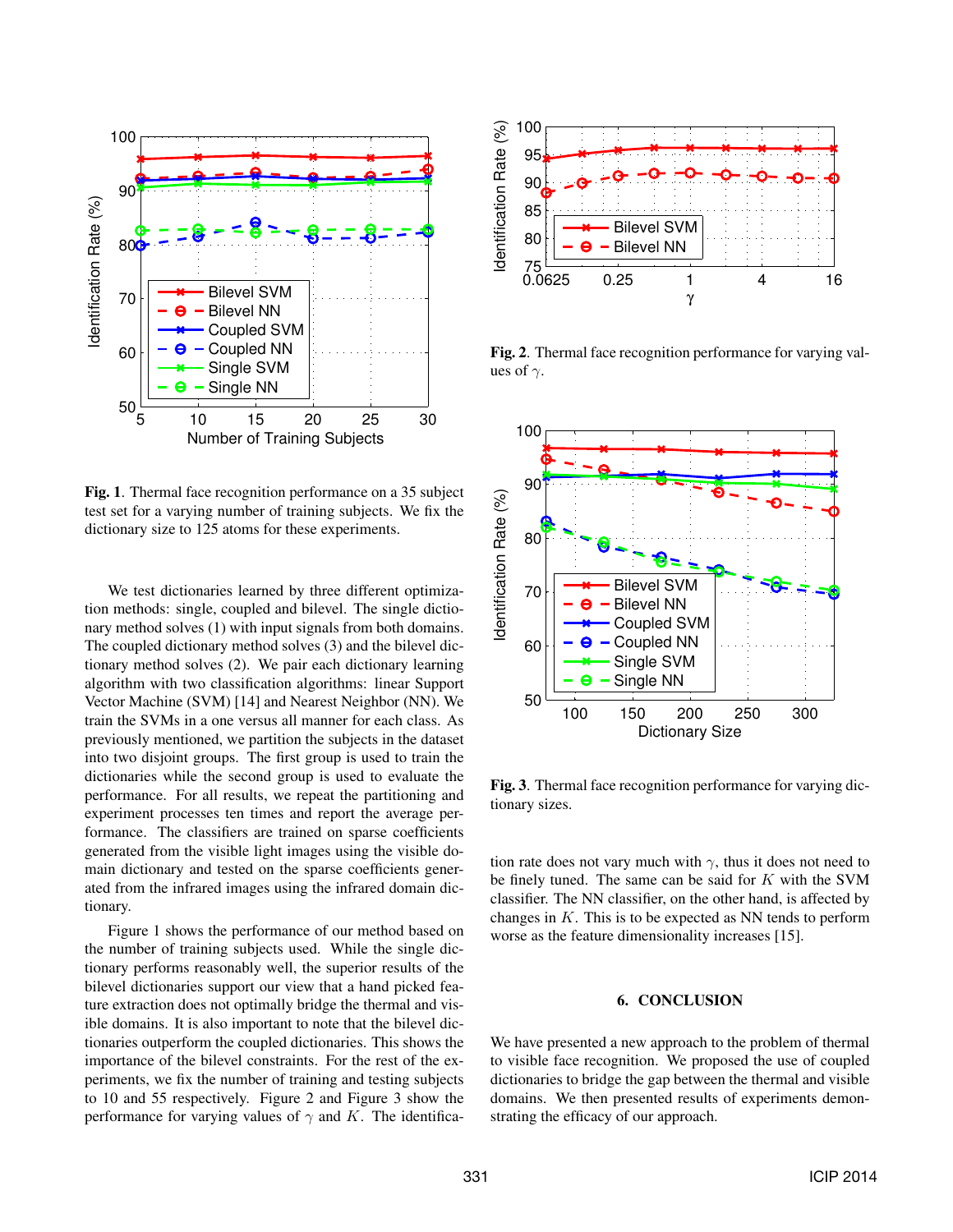**Fig. 1**. Thermal face recognition performance on a 35 subject test set for a varying number of training subjects. We fix the dictionary size to 125 atoms for these experiments.

We test dictionaries learned by three different optimization methods: single, coupled and bilevel. The single dictionary method solves (1) with input signals from both domains. The coupled dictionary method solves (3) and the bilevel dictionary method solves (2). We pair each dictionary learning algorithm with two classification algorithms: linear Support Vector Machine (SVM) [14] and Nearest Neighbor (NN). We train the SVMs in a one versus all manner for each class. As previously mentioned, we partition the subjects in the dataset into two disjoint groups. The first group is used to train the dictionaries while the second group is used to evaluate the performance. For all results, we repeat the partitioning and experiment processes ten times and report the average performance. The classifiers are trained on sparse coefficients generated from the visible light images using the visible domain dictionary and tested on the sparse coefficients generated from the infrared images using the infrared domain dictionary.

Figure 1 shows the performance of our method based on the number of training subjects used. While the single dictionary performs reasonably well, the superior results of the bilevel dictionaries support our view that a hand picked feature extraction does not optimally bridge the thermal and visible domains. It is also important to note that the bilevel dictionaries outperform the coupled dictionaries. This shows the importance of the bilevel constraints. For the rest of the experiments, we fix the number of training and testing subjects to 10 and 55 respectively. Figure 2 and Figure 3 show the performance for varying values of $\gamma$ and $K$. The identification rate does not vary much with $\gamma$, thus it does not need to be finely tuned. The same can be said for $K$ with the SVM classifier. The NN classifier, on the other hand, is affected by changes in $K$. This is to be expected as NN tends to perform worse as the feature dimensionality increases [15].

**Fig. 2**. Thermal face recognition performance for varying values of $\gamma$.

**Fig. 3**. Thermal face recognition performance for varying dictionary sizes.

## 6. CONCLUSION

We have presented a new approach to the problem of thermal to visible face recognition. We proposed the use of coupled dictionaries to bridge the gap between the thermal and visible domains. We then presented results of experiments demonstrating the efficacy of our approach.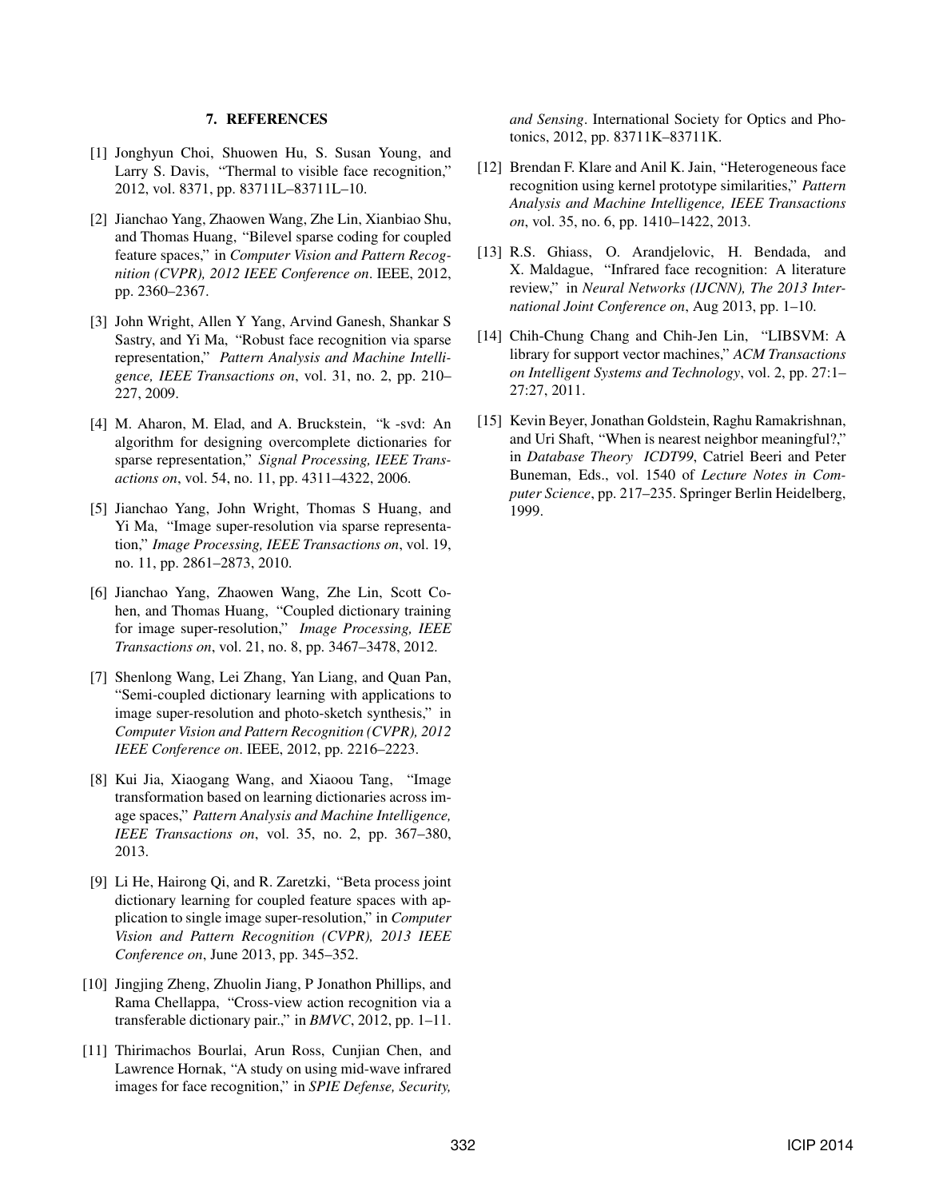## 7. REFERENCES

[1] Jonghyun Choi, Shuowen Hu, S. Susan Young, and Larry S. Davis, "Thermal to visible face recognition," 2012, vol. 8371, pp. 83711L–83711L–10.

[2] Jianchao Yang, Zhaowen Wang, Zhe Lin, Xianbiao Shu, and Thomas Huang, "Bilevel sparse coding for coupled feature spaces," in *Computer Vision and Pattern Recognition (CVPR), 2012 IEEE Conference on*. IEEE, 2012, pp. 2360–2367.

[3] John Wright, Allen Y Yang, Arvind Ganesh, Shankar S Sastry, and Yi Ma, "Robust face recognition via sparse representation," *Pattern Analysis and Machine Intelligence, IEEE Transactions on*, vol. 31, no. 2, pp. 210–227, 2009.

[4] M. Aharon, M. Elad, and A. Bruckstein, "k -svd: An algorithm for designing overcomplete dictionaries for sparse representation," *Signal Processing, IEEE Transactions on*, vol. 54, no. 11, pp. 4311–4322, 2006.

[5] Jianchao Yang, John Wright, Thomas S Huang, and Yi Ma, "Image super-resolution via sparse representation," *Image Processing, IEEE Transactions on*, vol. 19, no. 11, pp. 2861–2873, 2010.

[6] Jianchao Yang, Zhaowen Wang, Zhe Lin, Scott Cohen, and Thomas Huang, "Coupled dictionary training for image super-resolution," *Image Processing, IEEE Transactions on*, vol. 21, no. 8, pp. 3467–3478, 2012.

[7] Shenlong Wang, Lei Zhang, Yan Liang, and Quan Pan, "Semi-coupled dictionary learning with applications to image super-resolution and photo-sketch synthesis," in *Computer Vision and Pattern Recognition (CVPR), 2012 IEEE Conference on*. IEEE, 2012, pp. 2216–2223.

[8] Kui Jia, Xiaogang Wang, and Xiaoou Tang, "Image transformation based on learning dictionaries across image spaces," *Pattern Analysis and Machine Intelligence, IEEE Transactions on*, vol. 35, no. 2, pp. 367–380, 2013.

[9] Li He, Hairong Qi, and R. Zaretzki, "Beta process joint dictionary learning for coupled feature spaces with application to single image super-resolution," in *Computer Vision and Pattern Recognition (CVPR), 2013 IEEE Conference on*, June 2013, pp. 345–352.

[10] Jingjing Zheng, Zhuolin Jiang, P Jonathon Phillips, and Rama Chellappa, "Cross-view action recognition via a transferable dictionary pair.," in *BMVC*, 2012, pp. 1–11.

[11] Thirimachos Bourlai, Arun Ross, Cunjian Chen, and Lawrence Hornak, "A study on using mid-wave infrared images for face recognition," in *SPIE Defense, Security, and Sensing*. International Society for Optics and Photonics, 2012, pp. 83711K–83711K.

[12] Brendan F. Klare and Anil K. Jain, "Heterogeneous face recognition using kernel prototype similarities," *Pattern Analysis and Machine Intelligence, IEEE Transactions on*, vol. 35, no. 6, pp. 1410–1422, 2013.

[13] R.S. Ghiass, O. Arandjelovic, H. Bendada, and X. Maldague, "Infrared face recognition: A literature review," in *Neural Networks (IJCNN), The 2013 International Joint Conference on*, Aug 2013, pp. 1–10.

[14] Chih-Chung Chang and Chih-Jen Lin, "LIBSVM: A library for support vector machines," *ACM Transactions on Intelligent Systems and Technology*, vol. 2, pp. 27:1–27:27, 2011.

[15] Kevin Beyer, Jonathan Goldstein, Raghu Ramakrishnan, and Uri Shaft, "When is nearest neighbor meaningful?," in *Database Theory ICDT99*, Catriel Beeri and Peter Buneman, Eds., vol. 1540 of *Lecture Notes in Computer Science*, pp. 217–235. Springer Berlin Heidelberg, 1999.